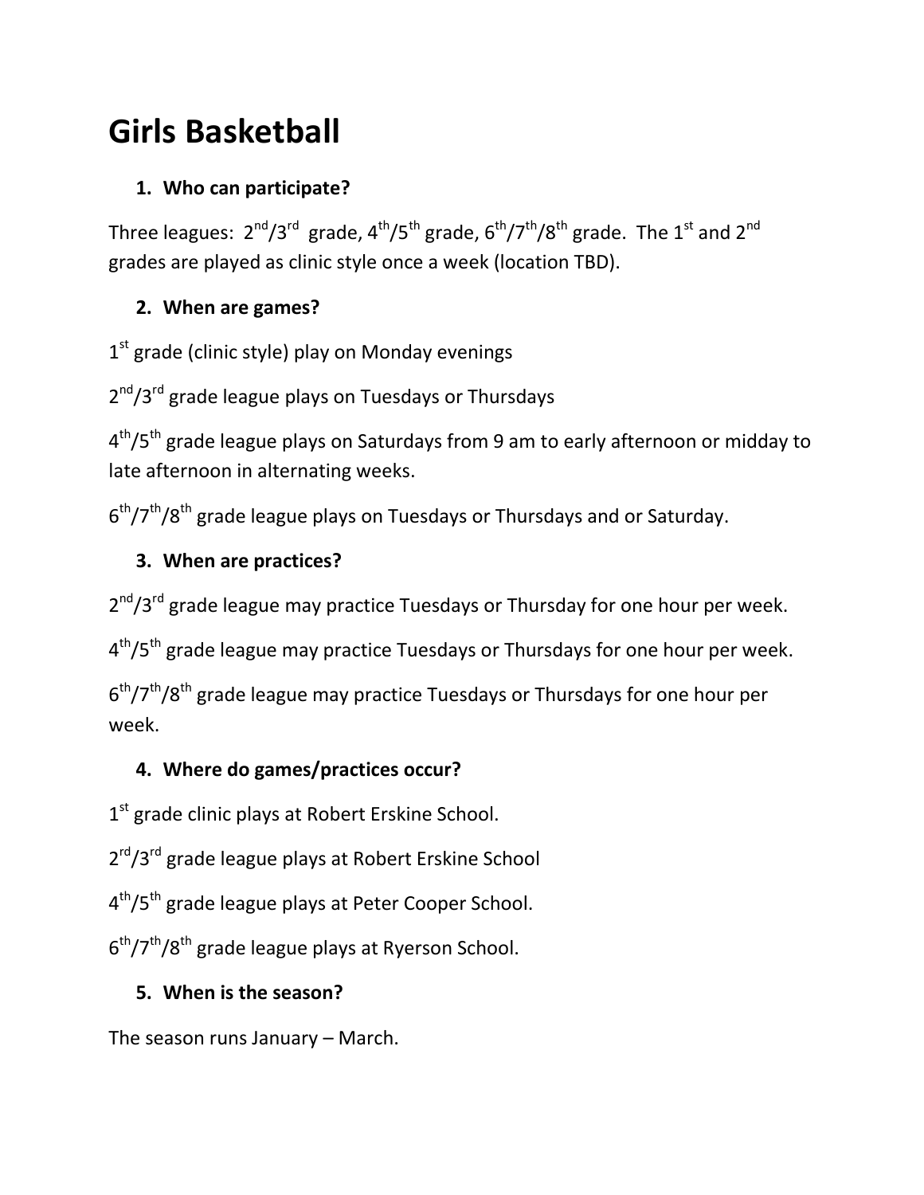# Girls Basketball

## 1. Who can participate?

Three leagues: 2nd/3rd grade, 4th/5th grade, 6th/7th/8th grade. The 1st and 2nd grades are played as clinic style once a week (location TBD).

## 2. When are games?

1st grade (clinic style) play on Monday evenings

2nd/3rd grade league plays on Tuesdays or Thursdays

4th/5th grade league plays on Saturdays from 9 am to early afternoon or midday to late afternoon in alternating weeks.

6th/7th/8th grade league plays on Tuesdays or Thursdays and or Saturday.

## 3. When are practices?

2nd/3rd grade league may practice Tuesdays or Thursday for one hour per week.

4th/5th grade league may practice Tuesdays or Thursdays for one hour per week.

6th/7th/8th grade league may practice Tuesdays or Thursdays for one hour per week.

## 4. Where do games/practices occur?

1st grade clinic plays at Robert Erskine School.

2rd/3rd grade league plays at Robert Erskine School

4th/5th grade league plays at Peter Cooper School.

6th/7th/8th grade league plays at Ryerson School.

## 5. When is the season?

The season runs January – March.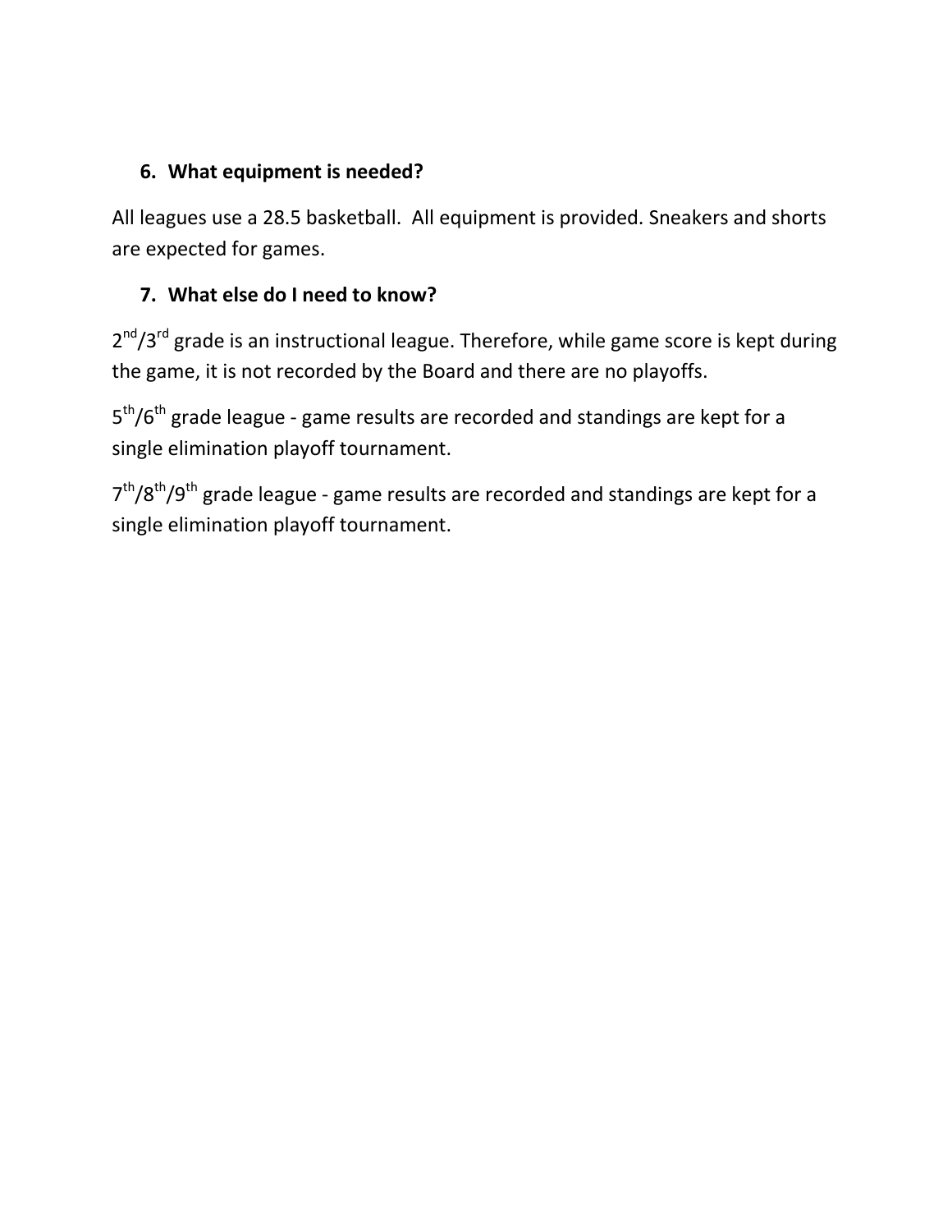6. **What equipment is needed?**

All leagues use a 28.5 basketball. All equipment is provided. Sneakers and shorts are expected for games.

7. **What else do I need to know?**

2nd/3rd grade is an instructional league. Therefore, while game score is kept during the game, it is not recorded by the Board and there are no playoffs.

5th/6th grade league - game results are recorded and standings are kept for a single elimination playoff tournament.

7th/8th/9th grade league - game results are recorded and standings are kept for a single elimination playoff tournament.